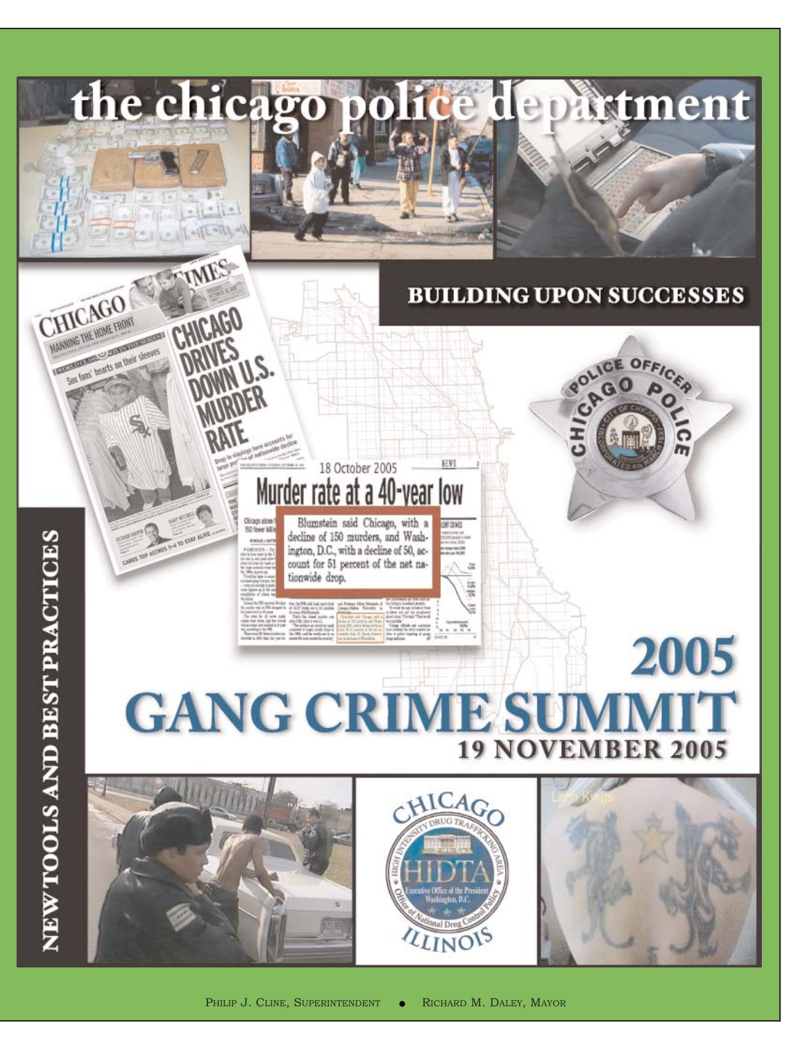# the chicago police department

## BUILDING UPON SUCCESSES

NEW TOOLS AND BEST PRACTICES

18 October 2005

**Murder rate at a 40-year low**

Blumstein said Chicago, with a decline of 150 murders, and Washington, D.C., with a decline of 50, account for 51 percent of the net nationwide drop.

# 2005 GANG CRIME SUMMIT

## 19 NOVEMBER 2005

PHILIP J. CLINE, SUPERINTENDENT • RICHARD M. DALEY, MAYOR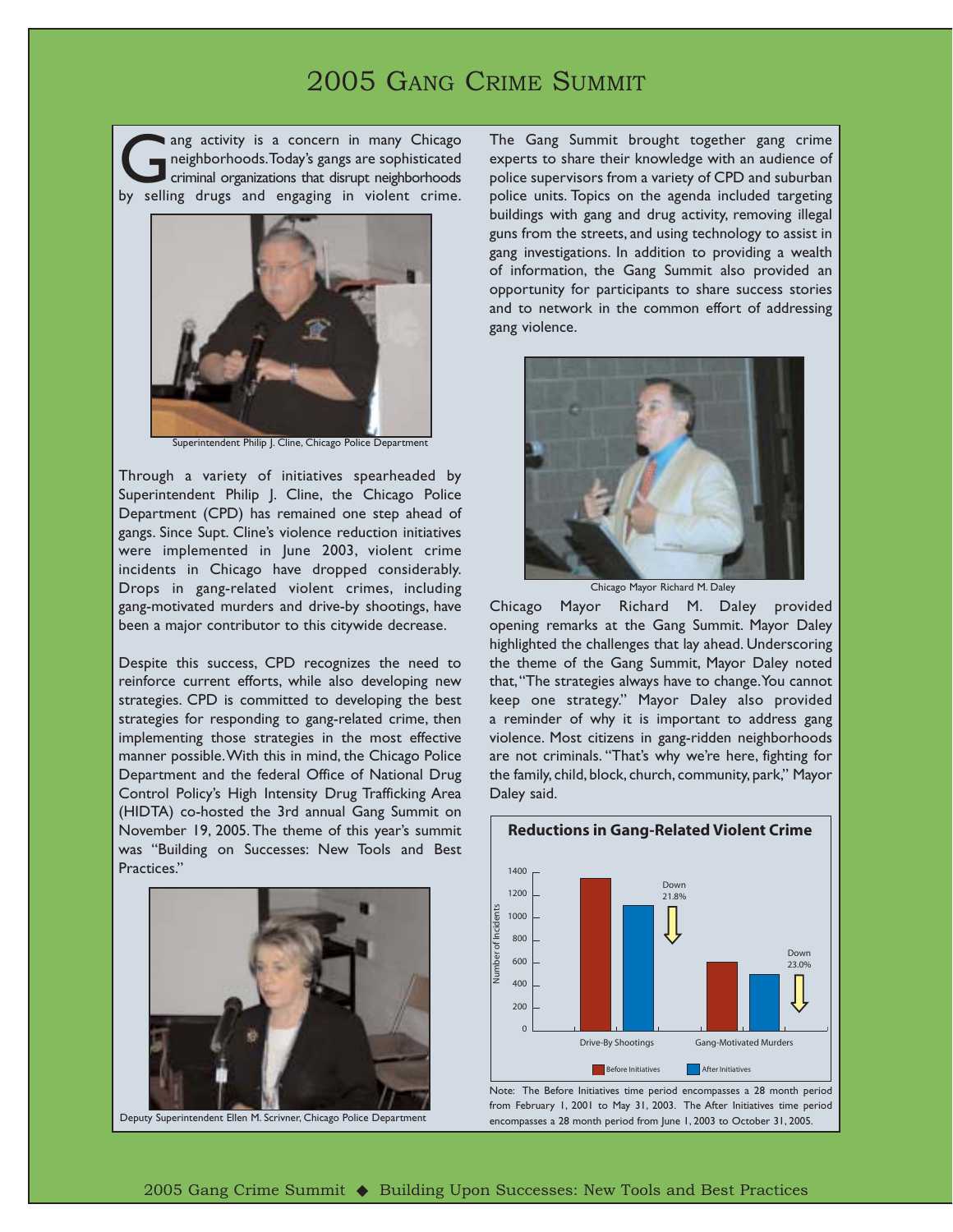# 2005 Gang Crime Summit

Gang activity is a concern in many Chicago neighborhoods. Today's gangs are sophisticated criminal organizations that disrupt neighborhoods by selling drugs and engaging in violent crime.

Superintendent Philip J. Cline, Chicago Police Department

Through a variety of initiatives spearheaded by Superintendent Philip J. Cline, the Chicago Police Department (CPD) has remained one step ahead of gangs. Since Supt. Cline's violence reduction initiatives were implemented in June 2003, violent crime incidents in Chicago have dropped considerably. Drops in gang-related violent crimes, including gang-motivated murders and drive-by shootings, have been a major contributor to this citywide decrease.

Despite this success, CPD recognizes the need to reinforce current efforts, while also developing new strategies. CPD is committed to developing the best strategies for responding to gang-related crime, then implementing those strategies in the most effective manner possible. With this in mind, the Chicago Police Department and the federal Office of National Drug Control Policy's High Intensity Drug Trafficking Area (HIDTA) co-hosted the 3rd annual Gang Summit on November 19, 2005. The theme of this year's summit was "Building on Successes: New Tools and Best Practices."

Deputy Superintendent Ellen M. Scrivner, Chicago Police Department

The Gang Summit brought together gang crime experts to share their knowledge with an audience of police supervisors from a variety of CPD and suburban police units. Topics on the agenda included targeting buildings with gang and drug activity, removing illegal guns from the streets, and using technology to assist in gang investigations. In addition to providing a wealth of information, the Gang Summit also provided an opportunity for participants to share success stories and to network in the common effort of addressing gang violence.

Chicago Mayor Richard M. Daley

Chicago Mayor Richard M. Daley provided opening remarks at the Gang Summit. Mayor Daley highlighted the challenges that lay ahead. Underscoring the theme of the Gang Summit, Mayor Daley noted that, "The strategies always have to change. You cannot keep one strategy." Mayor Daley also provided a reminder of why it is important to address gang violence. Most citizens in gang-ridden neighborhoods are not criminals. "That's why we're here, fighting for the family, child, block, church, community, park," Mayor Daley said.

**Reductions in Gang-Related Violent Crime**

| | Before Initiatives | After Initiatives | Change |
|---|---|---|---|
| Drive-By Shootings | ~1,330 | ~1,110 | Down 21.8% |
| Gang-Motivated Murders | ~610 | ~500 | Down 23.0% |

Note: The Before Initiatives time period encompasses a 28 month period from February 1, 2001 to May 31, 2003. The After Initiatives time period encompasses a 28 month period from June 1, 2003 to October 31, 2005.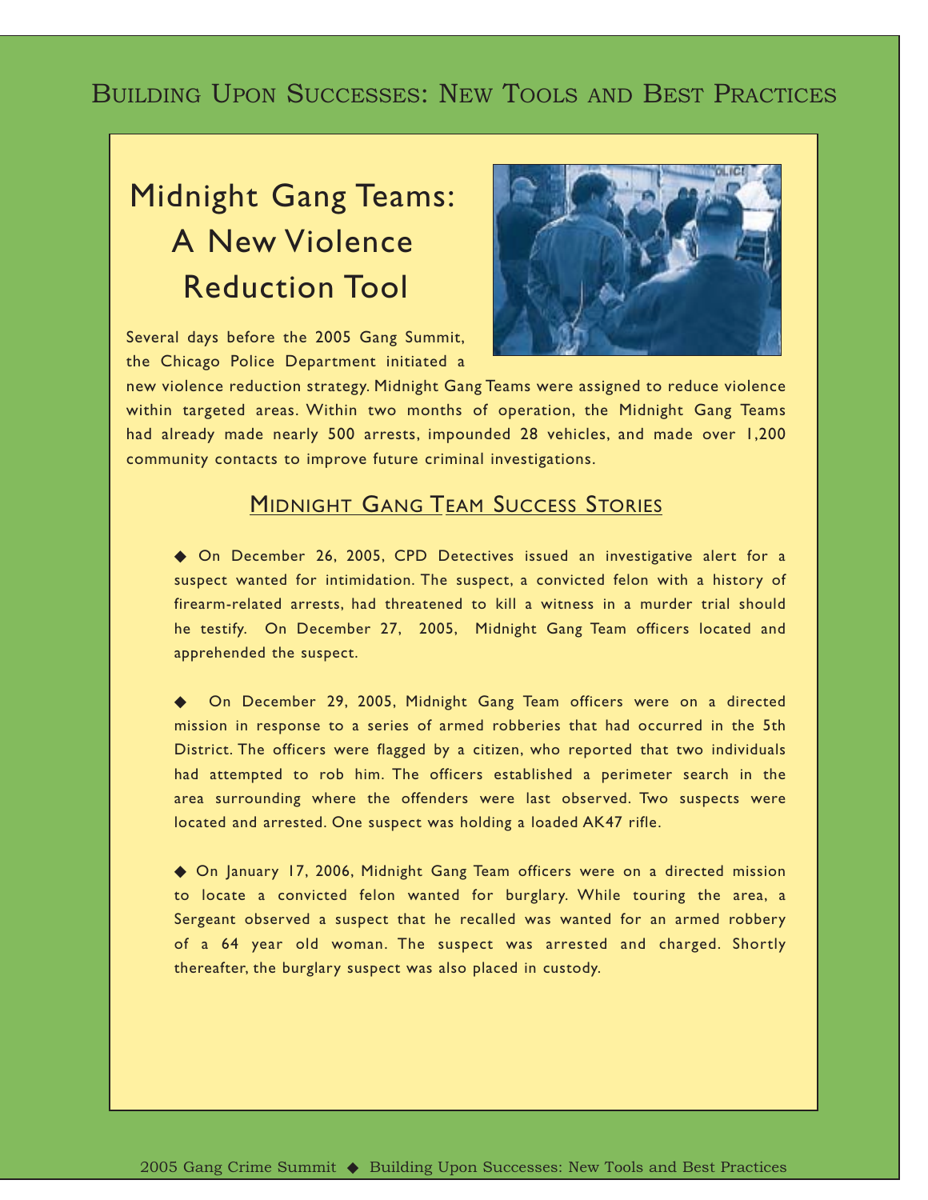# Building Upon Successes: New Tools and Best Practices

## Midnight Gang Teams: A New Violence Reduction Tool

Several days before the 2005 Gang Summit, the Chicago Police Department initiated a new violence reduction strategy. Midnight Gang Teams were assigned to reduce violence within targeted areas. Within two months of operation, the Midnight Gang Teams had already made nearly 500 arrests, impounded 28 vehicles, and made over 1,200 community contacts to improve future criminal investigations.

### Midnight Gang Team Success Stories

◆ On December 26, 2005, CPD Detectives issued an investigative alert for a suspect wanted for intimidation. The suspect, a convicted felon with a history of firearm-related arrests, had threatened to kill a witness in a murder trial should he testify. On December 27, 2005, Midnight Gang Team officers located and apprehended the suspect.

◆ On December 29, 2005, Midnight Gang Team officers were on a directed mission in response to a series of armed robberies that had occurred in the 5th District. The officers were flagged by a citizen, who reported that two individuals had attempted to rob him. The officers established a perimeter search in the area surrounding where the offenders were last observed. Two suspects were located and arrested. One suspect was holding a loaded AK47 rifle.

◆ On January 17, 2006, Midnight Gang Team officers were on a directed mission to locate a convicted felon wanted for burglary. While touring the area, a Sergeant observed a suspect that he recalled was wanted for an armed robbery of a 64 year old woman. The suspect was arrested and charged. Shortly thereafter, the burglary suspect was also placed in custody.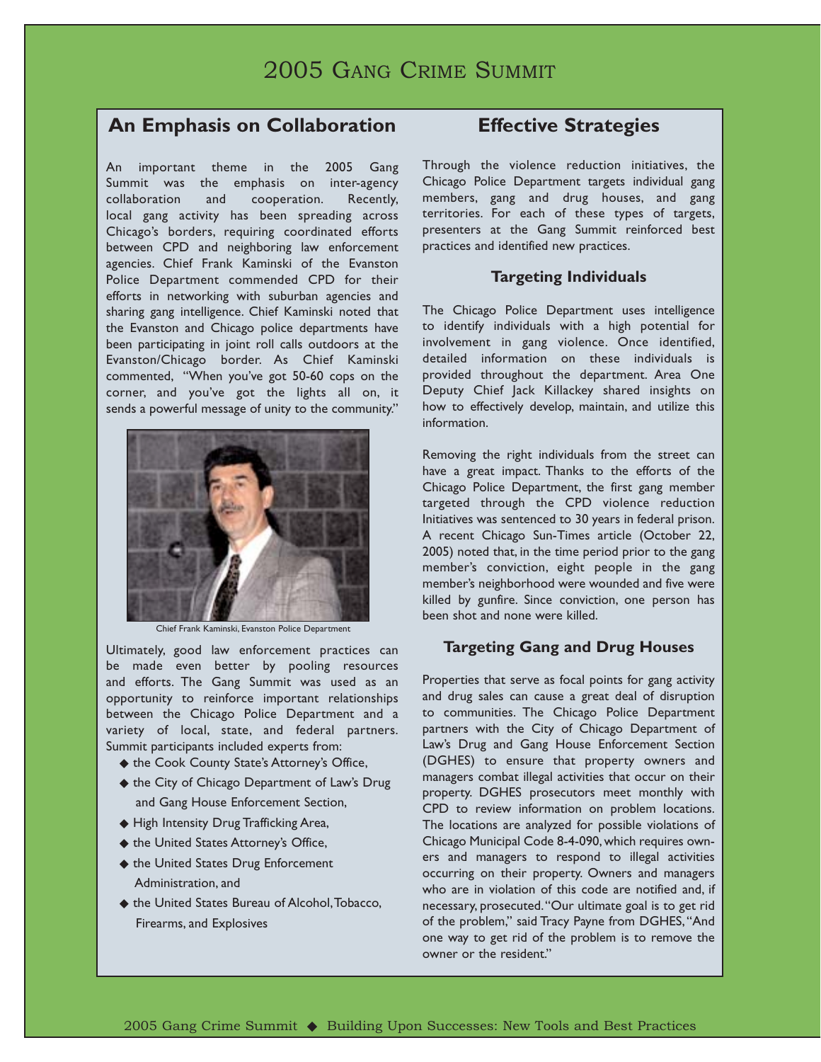# 2005 Gang Crime Summit

## An Emphasis on Collaboration

An important theme in the 2005 Gang Summit was the emphasis on inter-agency collaboration and cooperation. Recently, local gang activity has been spreading across Chicago's borders, requiring coordinated efforts between CPD and neighboring law enforcement agencies. Chief Frank Kaminski of the Evanston Police Department commended CPD for their efforts in networking with suburban agencies and sharing gang intelligence. Chief Kaminski noted that the Evanston and Chicago police departments have been participating in joint roll calls outdoors at the Evanston/Chicago border. As Chief Kaminski commented, "When you've got 50-60 cops on the corner, and you've got the lights all on, it sends a powerful message of unity to the community."

Chief Frank Kaminski, Evanston Police Department

Ultimately, good law enforcement practices can be made even better by pooling resources and efforts. The Gang Summit was used as an opportunity to reinforce important relationships between the Chicago Police Department and a variety of local, state, and federal partners. Summit participants included experts from:

- the Cook County State's Attorney's Office,
- the City of Chicago Department of Law's Drug and Gang House Enforcement Section,
- High Intensity Drug Trafficking Area,
- the United States Attorney's Office,
- the United States Drug Enforcement Administration, and
- the United States Bureau of Alcohol, Tobacco, Firearms, and Explosives

## Effective Strategies

Through the violence reduction initiatives, the Chicago Police Department targets individual gang members, gang and drug houses, and gang territories. For each of these types of targets, presenters at the Gang Summit reinforced best practices and identified new practices.

### Targeting Individuals

The Chicago Police Department uses intelligence to identify individuals with a high potential for involvement in gang violence. Once identified, detailed information on these individuals is provided throughout the department. Area One Deputy Chief Jack Killackey shared insights on how to effectively develop, maintain, and utilize this information.

Removing the right individuals from the street can have a great impact. Thanks to the efforts of the Chicago Police Department, the first gang member targeted through the CPD violence reduction Initiatives was sentenced to 30 years in federal prison. A recent Chicago Sun-Times article (October 22, 2005) noted that, in the time period prior to the gang member's conviction, eight people in the gang member's neighborhood were wounded and five were killed by gunfire. Since conviction, one person has been shot and none were killed.

### Targeting Gang and Drug Houses

Properties that serve as focal points for gang activity and drug sales can cause a great deal of disruption to communities. The Chicago Police Department partners with the City of Chicago Department of Law's Drug and Gang House Enforcement Section (DGHES) to ensure that property owners and managers combat illegal activities that occur on their property. DGHES prosecutors meet monthly with CPD to review information on problem locations. The locations are analyzed for possible violations of Chicago Municipal Code 8-4-090, which requires owners and managers to respond to illegal activities occurring on their property. Owners and managers who are in violation of this code are notified and, if necessary, prosecuted. "Our ultimate goal is to get rid of the problem," said Tracy Payne from DGHES, "And one way to get rid of the problem is to remove the owner or the resident."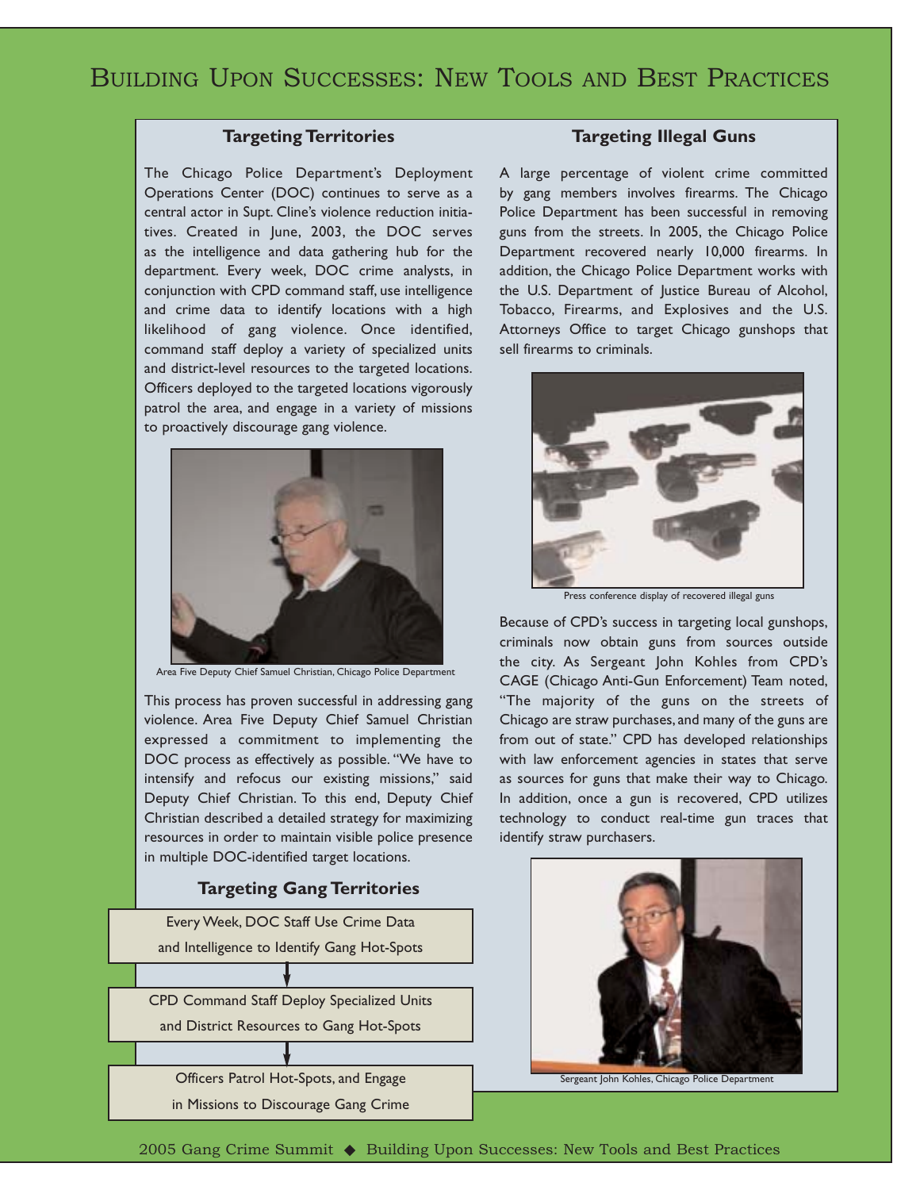# Building Upon Successes: New Tools and Best Practices

## Targeting Territories

The Chicago Police Department's Deployment Operations Center (DOC) continues to serve as a central actor in Supt. Cline's violence reduction initiatives. Created in June, 2003, the DOC serves as the intelligence and data gathering hub for the department. Every week, DOC crime analysts, in conjunction with CPD command staff, use intelligence and crime data to identify locations with a high likelihood of gang violence. Once identified, command staff deploy a variety of specialized units and district-level resources to the targeted locations. Officers deployed to the targeted locations vigorously patrol the area, and engage in a variety of missions to proactively discourage gang violence.

Area Five Deputy Chief Samuel Christian, Chicago Police Department

This process has proven successful in addressing gang violence. Area Five Deputy Chief Samuel Christian expressed a commitment to implementing the DOC process as effectively as possible. "We have to intensify and refocus our existing missions," said Deputy Chief Christian. To this end, Deputy Chief Christian described a detailed strategy for maximizing resources in order to maintain visible police presence in multiple DOC-identified target locations.

### Targeting Gang Territories

Every Week, DOC Staff Use Crime Data and Intelligence to Identify Gang Hot-Spots

↓

CPD Command Staff Deploy Specialized Units and District Resources to Gang Hot-Spots

↓

Officers Patrol Hot-Spots, and Engage in Missions to Discourage Gang Crime

## Targeting Illegal Guns

A large percentage of violent crime committed by gang members involves firearms. The Chicago Police Department has been successful in removing guns from the streets. In 2005, the Chicago Police Department recovered nearly 10,000 firearms. In addition, the Chicago Police Department works with the U.S. Department of Justice Bureau of Alcohol, Tobacco, Firearms, and Explosives and the U.S. Attorneys Office to target Chicago gunshops that sell firearms to criminals.

Press conference display of recovered illegal guns

Because of CPD's success in targeting local gunshops, criminals now obtain guns from sources outside the city. As Sergeant John Kohles from CPD's CAGE (Chicago Anti-Gun Enforcement) Team noted, "The majority of the guns on the streets of Chicago are straw purchases, and many of the guns are from out of state." CPD has developed relationships with law enforcement agencies in states that serve as sources for guns that make their way to Chicago. In addition, once a gun is recovered, CPD utilizes technology to conduct real-time gun traces that identify straw purchasers.

Sergeant John Kohles, Chicago Police Department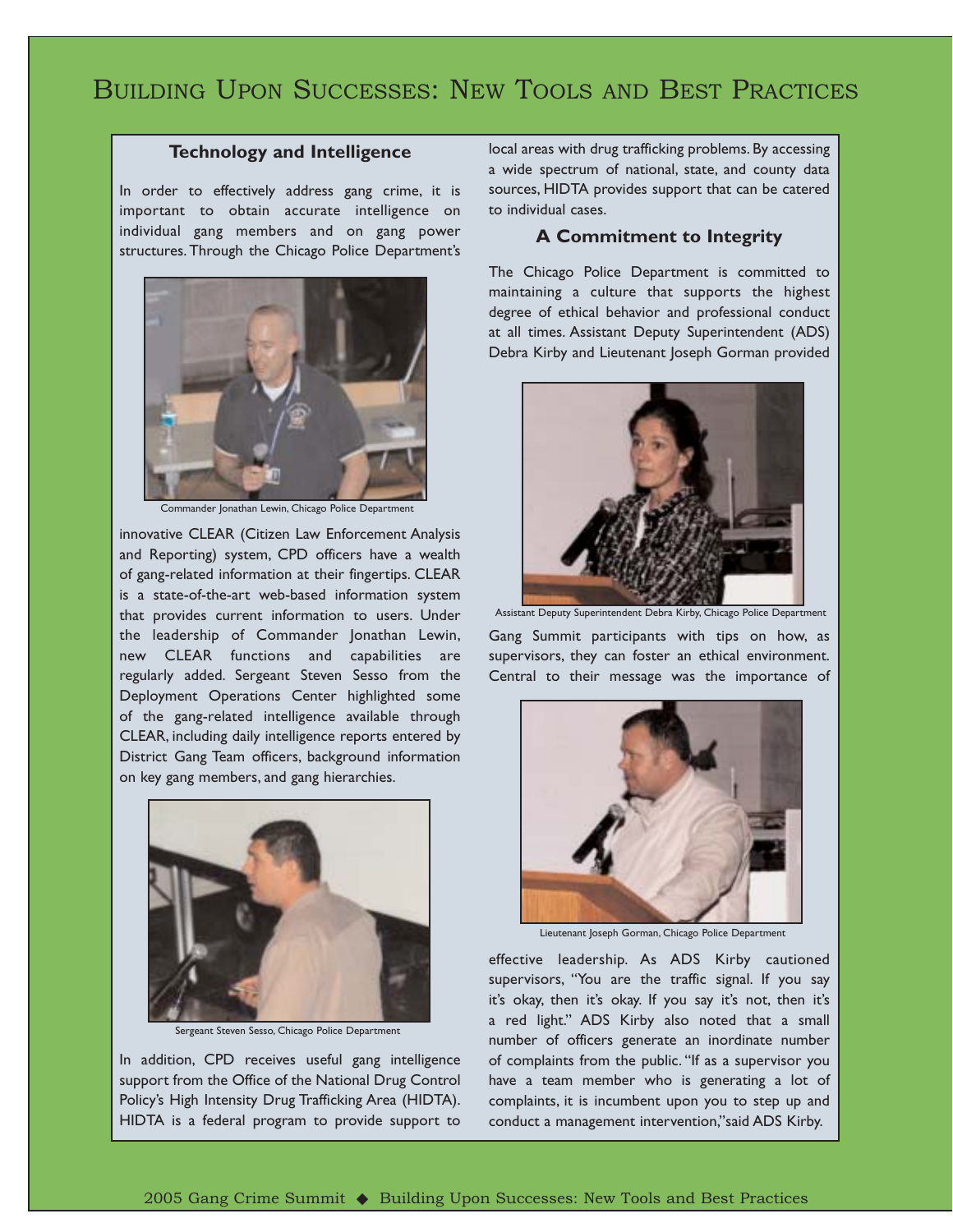# Building Upon Successes: New Tools and Best Practices

### Technology and Intelligence

In order to effectively address gang crime, it is important to obtain accurate intelligence on individual gang members and on gang power structures. Through the Chicago Police Department's innovative CLEAR (Citizen Law Enforcement Analysis and Reporting) system, CPD officers have a wealth of gang-related information at their fingertips. CLEAR is a state-of-the-art web-based information system that provides current information to users. Under the leadership of Commander Jonathan Lewin, new CLEAR functions and capabilities are regularly added. Sergeant Steven Sesso from the Deployment Operations Center highlighted some of the gang-related intelligence available through CLEAR, including daily intelligence reports entered by District Gang Team officers, background information on key gang members, and gang hierarchies.

Commander Jonathan Lewin, Chicago Police Department

Sergeant Steven Sesso, Chicago Police Department

In addition, CPD receives useful gang intelligence support from the Office of the National Drug Control Policy's High Intensity Drug Trafficking Area (HIDTA). HIDTA is a federal program to provide support to local areas with drug trafficking problems. By accessing a wide spectrum of national, state, and county data sources, HIDTA provides support that can be catered to individual cases.

### A Commitment to Integrity

The Chicago Police Department is committed to maintaining a culture that supports the highest degree of ethical behavior and professional conduct at all times. Assistant Deputy Superintendent (ADS) Debra Kirby and Lieutenant Joseph Gorman provided Gang Summit participants with tips on how, as supervisors, they can foster an ethical environment. Central to their message was the importance of effective leadership. As ADS Kirby cautioned supervisors, "You are the traffic signal. If you say it's okay, then it's okay. If you say it's not, then it's a red light." ADS Kirby also noted that a small number of officers generate an inordinate number of complaints from the public. "If as a supervisor you have a team member who is generating a lot of complaints, it is incumbent upon you to step up and conduct a management intervention," said ADS Kirby.

Assistant Deputy Superintendent Debra Kirby, Chicago Police Department

Lieutenant Joseph Gorman, Chicago Police Department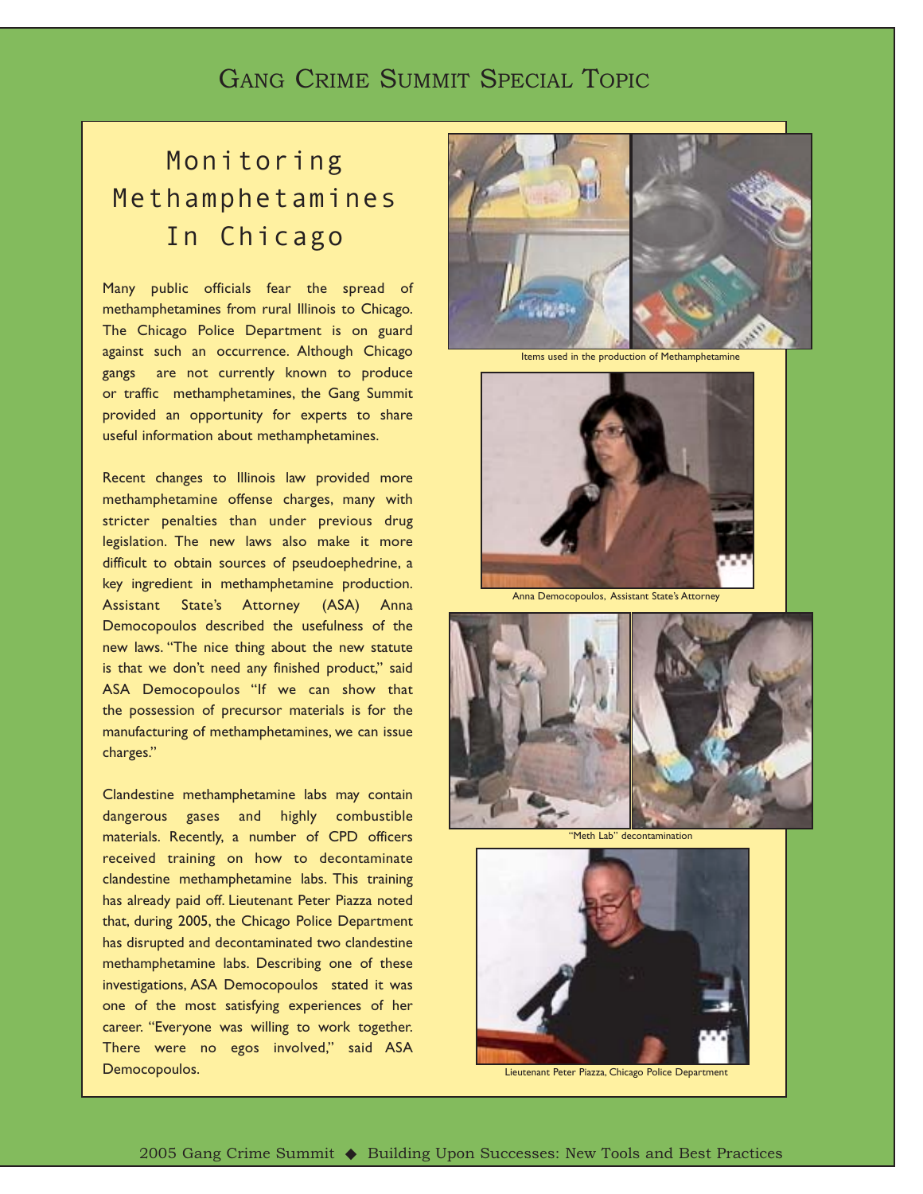# Gang Crime Summit Special Topic

## Monitoring Methamphetamines In Chicago

Many public officials fear the spread of methamphetamines from rural Illinois to Chicago. The Chicago Police Department is on guard against such an occurrence. Although Chicago gangs are not currently known to produce or traffic methamphetamines, the Gang Summit provided an opportunity for experts to share useful information about methamphetamines.

Recent changes to Illinois law provided more methamphetamine offense charges, many with stricter penalties than under previous drug legislation. The new laws also make it more difficult to obtain sources of pseudoephedrine, a key ingredient in methamphetamine production. Assistant State's Attorney (ASA) Anna Democopoulos described the usefulness of the new laws. "The nice thing about the new statute is that we don't need any finished product," said ASA Democopoulos "If we can show that the possession of precursor materials is for the manufacturing of methamphetamines, we can issue charges."

Clandestine methamphetamine labs may contain dangerous gases and highly combustible materials. Recently, a number of CPD officers received training on how to decontaminate clandestine methamphetamine labs. This training has already paid off. Lieutenant Peter Piazza noted that, during 2005, the Chicago Police Department has disrupted and decontaminated two clandestine methamphetamine labs. Describing one of these investigations, ASA Democopoulos stated it was one of the most satisfying experiences of her career. "Everyone was willing to work together. There were no egos involved," said ASA Democopoulos.

Items used in the production of Methamphetamine

Anna Democopoulos, Assistant State's Attorney

"Meth Lab" decontamination

Lieutenant Peter Piazza, Chicago Police Department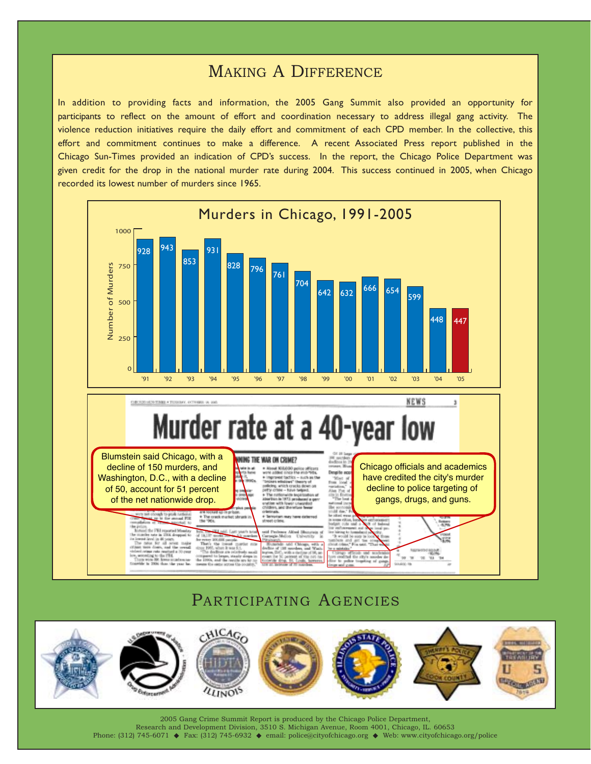# Making A Difference

In addition to providing facts and information, the 2005 Gang Summit also provided an opportunity for participants to reflect on the amount of effort and coordination necessary to address illegal gang activity. The violence reduction initiatives require the daily effort and commitment of each CPD member. In the collective, this effort and commitment continues to make a difference. A recent Associated Press report published in the Chicago Sun-Times provided an indication of CPD's success. In the report, the Chicago Police Department was given credit for the drop in the national murder rate during 2004. This success continued in 2005, when Chicago recorded its lowest number of murders since 1965.

Murders in Chicago, 1991-2005

Number of Murders

0
250
500
750
1000

928 943 853 931 828 796 761 704 642 632 666 654 599 448 447

'91 '92 '93 '94 '95 '96 '97 '98 '99 '00 '01 '02 '03 '04 '05

Murder rate at a 40-year low

Blumstein said Chicago, with a decline of 150 murders, and Washington, D.C., with a decline of 50, account for 51 percent of the net nationwide drop.

Chicago officials and academics have credited the city's murder decline to police targeting of gangs, drugs, and guns.

# Participating Agencies

2005 Gang Crime Summit Report is produced by the Chicago Police Department,
Research and Development Division, 3510 S. Michigan Avenue, Room 4001, Chicago, IL. 60653
Phone: (312) 745-6071 ◆ Fax: (312) 745-6932 ◆ email: police@cityofchicago.org ◆ Web: www.cityofchicago.org/police